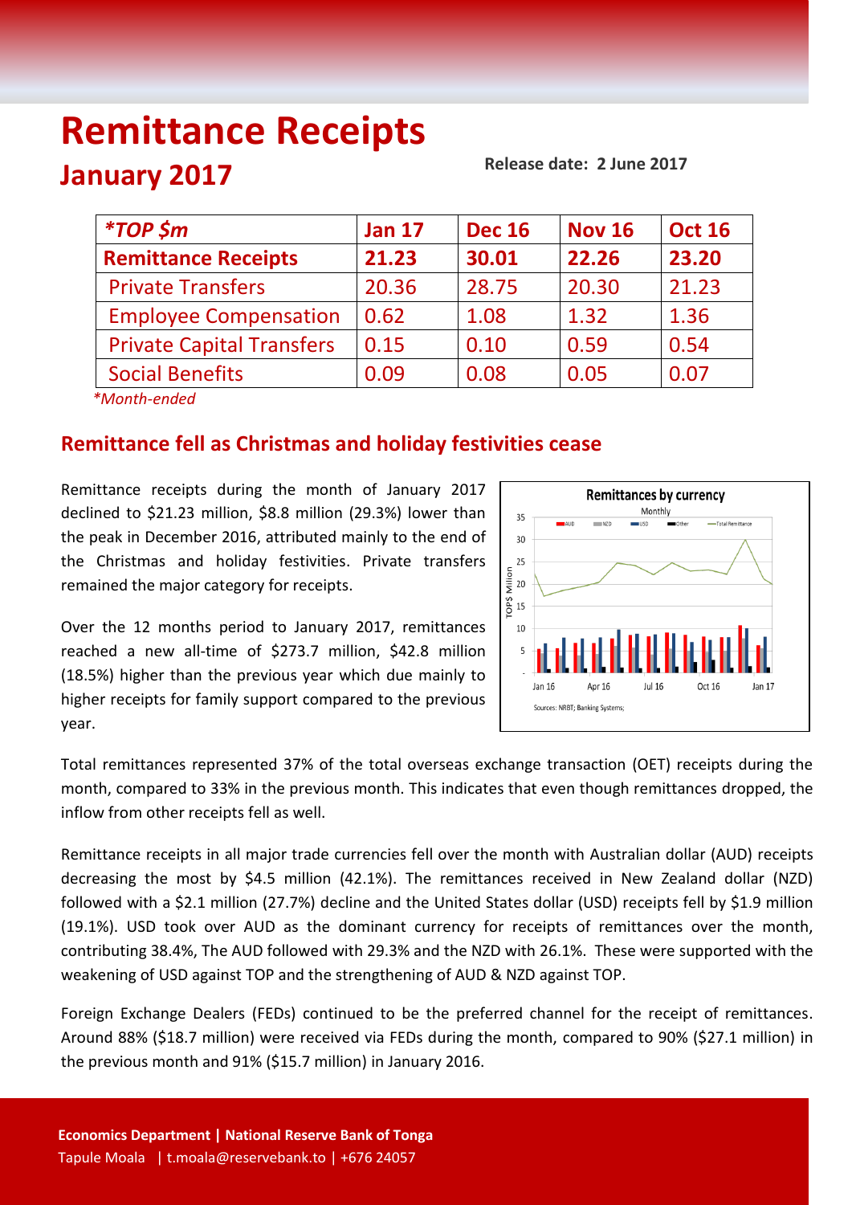# Remittance Receipts

## January 2017

**Release date: 2 June 2017**

| *TOP $m | Jan 17 | Dec 16 | Nov 16 | Oct 16 |
|---|---|---|---|---|
| **Remittance Receipts** | **21.23** | **30.01** | **22.26** | **23.20** |
| Private Transfers | 20.36 | 28.75 | 20.30 | 21.23 |
| Employee Compensation | 0.62 | 1.08 | 1.32 | 1.36 |
| Private Capital Transfers | 0.15 | 0.10 | 0.59 | 0.54 |
| Social Benefits | 0.09 | 0.08 | 0.05 | 0.07 |

*Month-ended*

## Remittance fell as Christmas and holiday festivities cease

Remittance receipts during the month of January 2017 declined to $21.23 million, $8.8 million (29.3%) lower than the peak in December 2016, attributed mainly to the end of the Christmas and holiday festivities. Private transfers remained the major category for receipts.

Over the 12 months period to January 2017, remittances reached a new all-time of $273.7 million, $42.8 million (18.5%) higher than the previous year which due mainly to higher receipts for family support compared to the previous year.

**Remittances by currency**
Monthly

Sources: NRBT; Banking Systems;

Total remittances represented 37% of the total overseas exchange transaction (OET) receipts during the month, compared to 33% in the previous month. This indicates that even though remittances dropped, the inflow from other receipts fell as well.

Remittance receipts in all major trade currencies fell over the month with Australian dollar (AUD) receipts decreasing the most by $4.5 million (42.1%). The remittances received in New Zealand dollar (NZD) followed with a $2.1 million (27.7%) decline and the United States dollar (USD) receipts fell by $1.9 million (19.1%). USD took over AUD as the dominant currency for receipts of remittances over the month, contributing 38.4%, The AUD followed with 29.3% and the NZD with 26.1%. These were supported with the weakening of USD against TOP and the strengthening of AUD & NZD against TOP.

Foreign Exchange Dealers (FEDs) continued to be the preferred channel for the receipt of remittances. Around 88% ($18.7 million) were received via FEDs during the month, compared to 90% ($27.1 million) in the previous month and 91% ($15.7 million) in January 2016.

**Economics Department | National Reserve Bank of Tonga**
Tapule Moala | t.moala@reservebank.to | +676 24057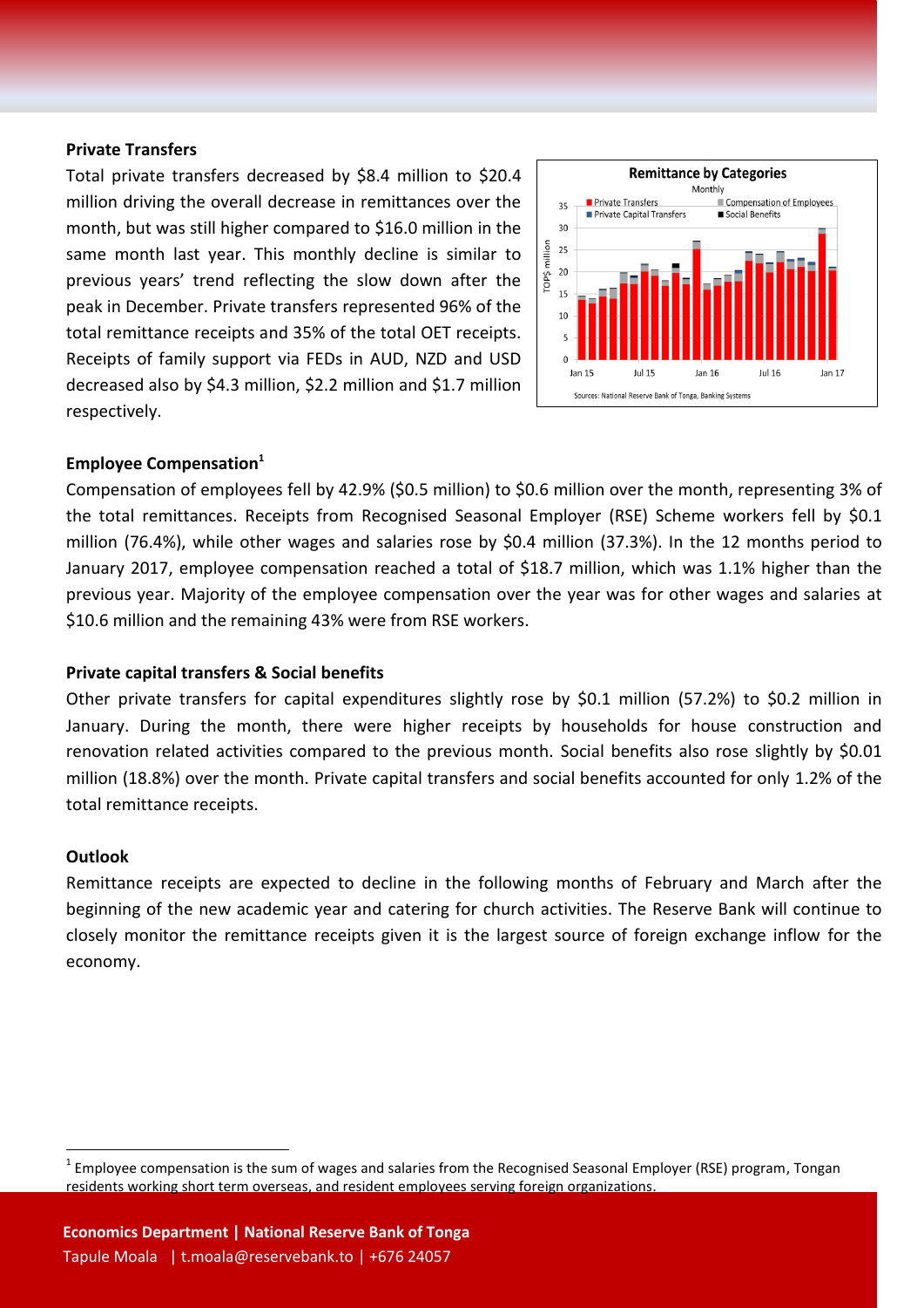### Private Transfers

Total private transfers decreased by $8.4 million to $20.4 million driving the overall decrease in remittances over the month, but was still higher compared to $16.0 million in the same month last year. This monthly decline is similar to previous years' trend reflecting the slow down after the peak in December. Private transfers represented 96% of the total remittance receipts and 35% of the total OET receipts. Receipts of family support via FEDs in AUD, NZD and USD decreased also by $4.3 million, $2.2 million and $1.7 million respectively.

### Employee Compensation[1]

Compensation of employees fell by 42.9% ($0.5 million) to $0.6 million over the month, representing 3% of the total remittances. Receipts from Recognised Seasonal Employer (RSE) Scheme workers fell by $0.1 million (76.4%), while other wages and salaries rose by $0.4 million (37.3%). In the 12 months period to January 2017, employee compensation reached a total of $18.7 million, which was 1.1% higher than the previous year. Majority of the employee compensation over the year was for other wages and salaries at $10.6 million and the remaining 43% were from RSE workers.

### Private capital transfers & Social benefits

Other private transfers for capital expenditures slightly rose by $0.1 million (57.2%) to $0.2 million in January. During the month, there were higher receipts by households for house construction and renovation related activities compared to the previous month. Social benefits also rose slightly by $0.01 million (18.8%) over the month. Private capital transfers and social benefits accounted for only 1.2% of the total remittance receipts.

### Outlook

Remittance receipts are expected to decline in the following months of February and March after the beginning of the new academic year and catering for church activities. The Reserve Bank will continue to closely monitor the remittance receipts given it is the largest source of foreign exchange inflow for the economy.

[1] Employee compensation is the sum of wages and salaries from the Recognised Seasonal Employer (RSE) program, Tongan residents working short term overseas, and resident employees serving foreign organizations.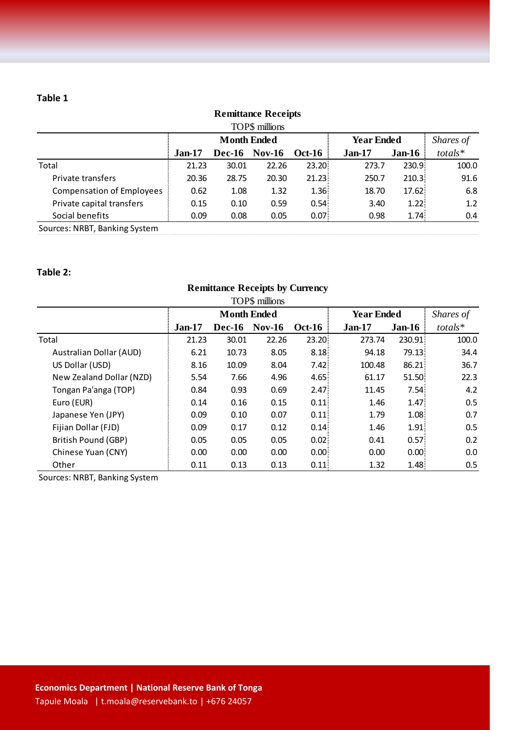**Table 1**

**Remittance Receipts**

TOP$ millions

| | Month Ended | | | | Year Ended | | *Shares of* |
|---|---|---|---|---|---|---|---|
| | **Jan-17** | **Dec-16** | **Nov-16** | **Oct-16** | **Jan-17** | **Jan-16** | *totals** |
| Total | 21.23 | 30.01 | 22.26 | 23.20 | 273.7 | 230.9 | 100.0 |
| Private transfers | 20.36 | 28.75 | 20.30 | 21.23 | 250.7 | 210.3 | 91.6 |
| Compensation of Employees | 0.62 | 1.08 | 1.32 | 1.36 | 18.70 | 17.62 | 6.8 |
| Private capital transfers | 0.15 | 0.10 | 0.59 | 0.54 | 3.40 | 1.22 | 1.2 |
| Social benefits | 0.09 | 0.08 | 0.05 | 0.07 | 0.98 | 1.74 | 0.4 |

Sources: NRBT, Banking System

**Table 2:**

**Remittance Receipts by Currency**

TOP$ millions

| | Month Ended | | | | Year Ended | | *Shares of* |
|---|---|---|---|---|---|---|---|
| | **Jan-17** | **Dec-16** | **Nov-16** | **Oct-16** | **Jan-17** | **Jan-16** | *totals** |
| Total | 21.23 | 30.01 | 22.26 | 23.20 | 273.74 | 230.91 | 100.0 |
| Australian Dollar (AUD) | 6.21 | 10.73 | 8.05 | 8.18 | 94.18 | 79.13 | 34.4 |
| US Dollar (USD) | 8.16 | 10.09 | 8.04 | 7.42 | 100.48 | 86.21 | 36.7 |
| New Zealand Dollar (NZD) | 5.54 | 7.66 | 4.96 | 4.65 | 61.17 | 51.50 | 22.3 |
| Tongan Pa'anga (TOP) | 0.84 | 0.93 | 0.69 | 2.47 | 11.45 | 7.54 | 4.2 |
| Euro (EUR) | 0.14 | 0.16 | 0.15 | 0.11 | 1.46 | 1.47 | 0.5 |
| Japanese Yen (JPY) | 0.09 | 0.10 | 0.07 | 0.11 | 1.79 | 1.08 | 0.7 |
| Fijian Dollar (FJD) | 0.09 | 0.17 | 0.12 | 0.14 | 1.46 | 1.91 | 0.5 |
| British Pound (GBP) | 0.05 | 0.05 | 0.05 | 0.02 | 0.41 | 0.57 | 0.2 |
| Chinese Yuan (CNY) | 0.00 | 0.00 | 0.00 | 0.00 | 0.00 | 0.00 | 0.0 |
| Other | 0.11 | 0.13 | 0.13 | 0.11 | 1.32 | 1.48 | 0.5 |

Sources: NRBT, Banking System

**Economics Department | National Reserve Bank of Tonga**

Tapule Moala | t.moala@reservebank.to | +676 24057